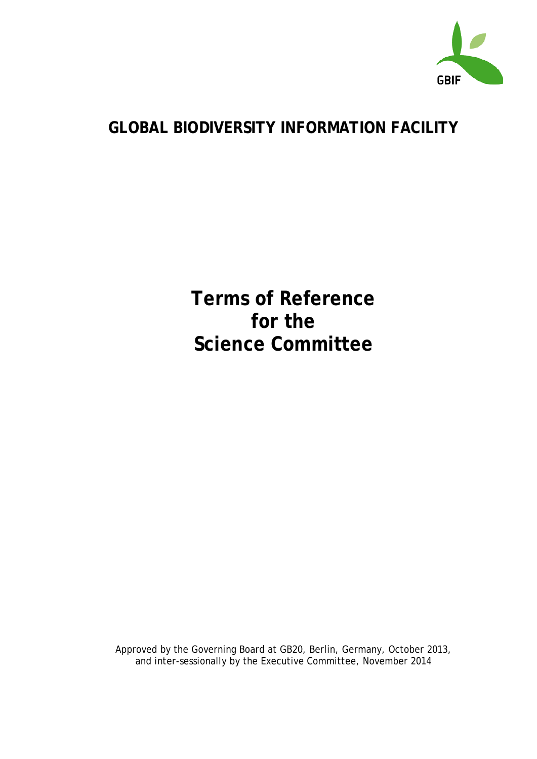GBIF

# GLOBAL BIODIVERSITY INFORMATION FACILITY

# Terms of Reference for the Science Committee

Approved by the Governing Board at GB20, Berlin, Germany, October 2013, and inter-sessionally by the Executive Committee, November 2014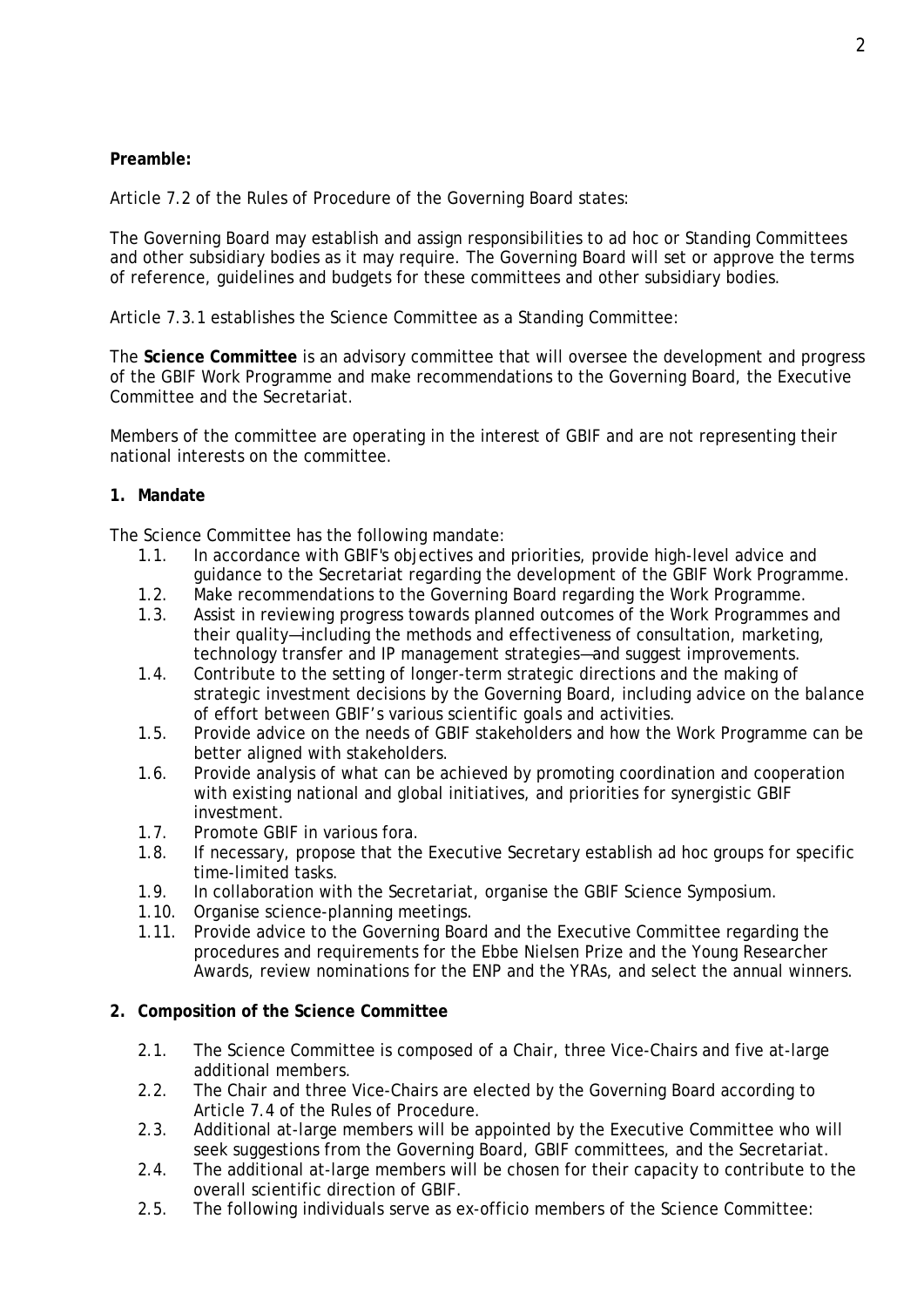**Preamble:**

Article 7.2 of the Rules of Procedure of the Governing Board states:

The Governing Board may establish and assign responsibilities to ad hoc or Standing Committees and other subsidiary bodies as it may require. The Governing Board will set or approve the terms of reference, guidelines and budgets for these committees and other subsidiary bodies.

Article 7.3.1 establishes the Science Committee as a Standing Committee:

The **Science Committee** is an advisory committee that will oversee the development and progress of the GBIF Work Programme and make recommendations to the Governing Board, the Executive Committee and the Secretariat.

Members of the committee are operating in the interest of GBIF and are not representing their national interests on the committee.

**1. Mandate**

The Science Committee has the following mandate:

1.1. In accordance with GBIF's objectives and priorities, provide high-level advice and guidance to the Secretariat regarding the development of the GBIF Work Programme.
1.2. Make recommendations to the Governing Board regarding the Work Programme.
1.3. Assist in reviewing progress towards planned outcomes of the Work Programmes and their quality—including the methods and effectiveness of consultation, marketing, technology transfer and IP management strategies—and suggest improvements.
1.4. Contribute to the setting of longer-term strategic directions and the making of strategic investment decisions by the Governing Board, including advice on the balance of effort between GBIF's various scientific goals and activities.
1.5. Provide advice on the needs of GBIF stakeholders and how the Work Programme can be better aligned with stakeholders.
1.6. Provide analysis of what can be achieved by promoting coordination and cooperation with existing national and global initiatives, and priorities for synergistic GBIF investment.
1.7. Promote GBIF in various fora.
1.8. If necessary, propose that the Executive Secretary establish ad hoc groups for specific time-limited tasks.
1.9. In collaboration with the Secretariat, organise the GBIF Science Symposium.
1.10. Organise science-planning meetings.
1.11. Provide advice to the Governing Board and the Executive Committee regarding the procedures and requirements for the Ebbe Nielsen Prize and the Young Researcher Awards, review nominations for the ENP and the YRAs, and select the annual winners.

**2. Composition of the Science Committee**

2.1. The Science Committee is composed of a Chair, three Vice-Chairs and five at-large additional members.
2.2. The Chair and three Vice-Chairs are elected by the Governing Board according to Article 7.4 of the Rules of Procedure.
2.3. Additional at-large members will be appointed by the Executive Committee who will seek suggestions from the Governing Board, GBIF committees, and the Secretariat.
2.4. The additional at-large members will be chosen for their capacity to contribute to the overall scientific direction of GBIF.
2.5. The following individuals serve as ex-officio members of the Science Committee: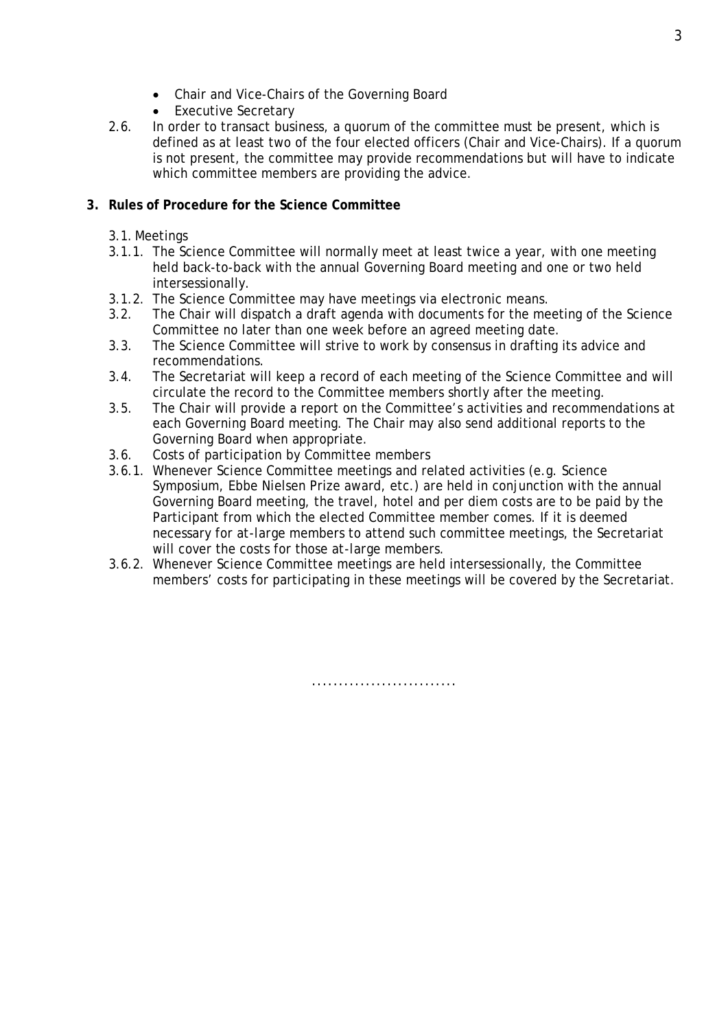- Chair and Vice-Chairs of the Governing Board
- Executive Secretary

2.6. In order to transact business, a quorum of the committee must be present, which is defined as at least two of the four elected officers (Chair and Vice-Chairs). If a quorum is not present, the committee may provide recommendations but will have to indicate which committee members are providing the advice.

## 3. Rules of Procedure for the Science Committee

3.1. Meetings

3.1.1. The Science Committee will normally meet at least twice a year, with one meeting held back-to-back with the annual Governing Board meeting and one or two held intersessionally.

3.1.2. The Science Committee may have meetings via electronic means.

3.2. The Chair will dispatch a draft agenda with documents for the meeting of the Science Committee no later than one week before an agreed meeting date.

3.3. The Science Committee will strive to work by consensus in drafting its advice and recommendations.

3.4. The Secretariat will keep a record of each meeting of the Science Committee and will circulate the record to the Committee members shortly after the meeting.

3.5. The Chair will provide a report on the Committee's activities and recommendations at each Governing Board meeting. The Chair may also send additional reports to the Governing Board when appropriate.

3.6. Costs of participation by Committee members

3.6.1. Whenever Science Committee meetings and related activities (e.g. Science Symposium, Ebbe Nielsen Prize award, etc.) are held in conjunction with the annual Governing Board meeting, the travel, hotel and per diem costs are to be paid by the Participant from which the elected Committee member comes. If it is deemed necessary for at-large members to attend such committee meetings, the Secretariat will cover the costs for those at-large members.

3.6.2. Whenever Science Committee meetings are held intersessionally, the Committee members' costs for participating in these meetings will be covered by the Secretariat.

...........................